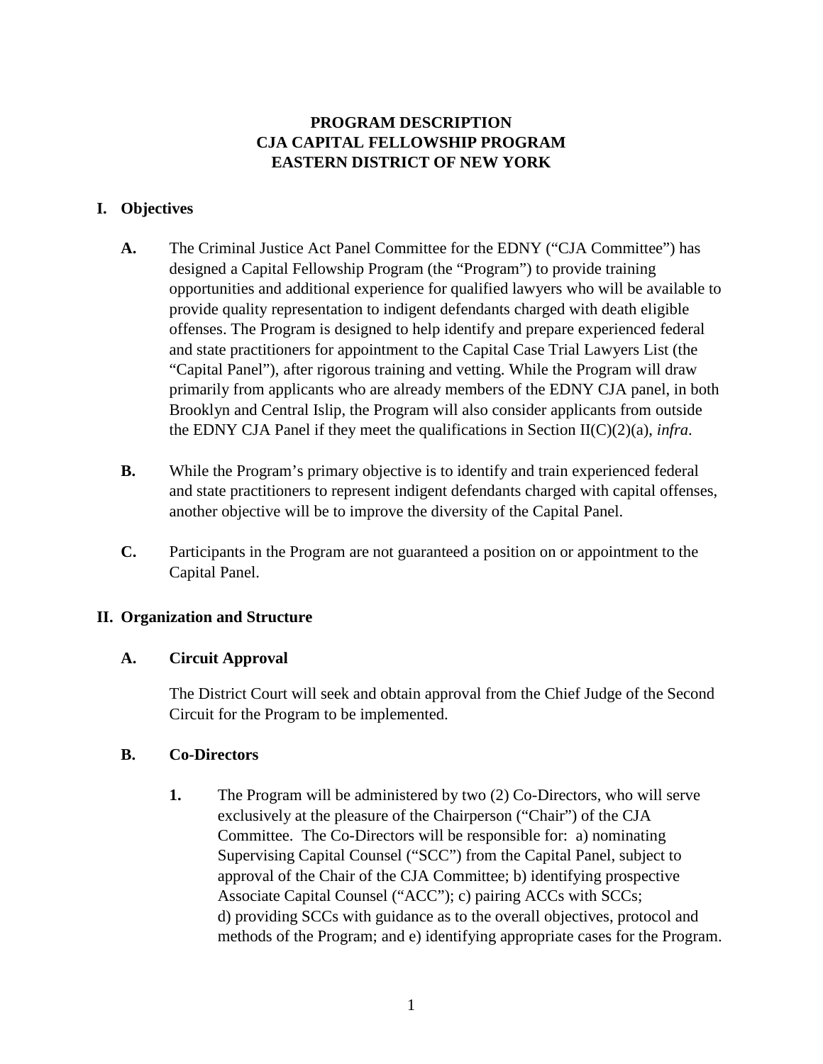# PROGRAM DESCRIPTION
# CJA CAPITAL FELLOWSHIP PROGRAM
# EASTERN DISTRICT OF NEW YORK

## I. Objectives

**A.** The Criminal Justice Act Panel Committee for the EDNY ("CJA Committee") has designed a Capital Fellowship Program (the "Program") to provide training opportunities and additional experience for qualified lawyers who will be available to provide quality representation to indigent defendants charged with death eligible offenses. The Program is designed to help identify and prepare experienced federal and state practitioners for appointment to the Capital Case Trial Lawyers List (the "Capital Panel"), after rigorous training and vetting. While the Program will draw primarily from applicants who are already members of the EDNY CJA panel, in both Brooklyn and Central Islip, the Program will also consider applicants from outside the EDNY CJA Panel if they meet the qualifications in Section II(C)(2)(a), *infra*.

**B.** While the Program's primary objective is to identify and train experienced federal and state practitioners to represent indigent defendants charged with capital offenses, another objective will be to improve the diversity of the Capital Panel.

**C.** Participants in the Program are not guaranteed a position on or appointment to the Capital Panel.

## II. Organization and Structure

### A. Circuit Approval

The District Court will seek and obtain approval from the Chief Judge of the Second Circuit for the Program to be implemented.

### B. Co-Directors

**1.** The Program will be administered by two (2) Co-Directors, who will serve exclusively at the pleasure of the Chairperson ("Chair") of the CJA Committee. The Co-Directors will be responsible for: a) nominating Supervising Capital Counsel ("SCC") from the Capital Panel, subject to approval of the Chair of the CJA Committee; b) identifying prospective Associate Capital Counsel ("ACC"); c) pairing ACCs with SCCs; d) providing SCCs with guidance as to the overall objectives, protocol and methods of the Program; and e) identifying appropriate cases for the Program.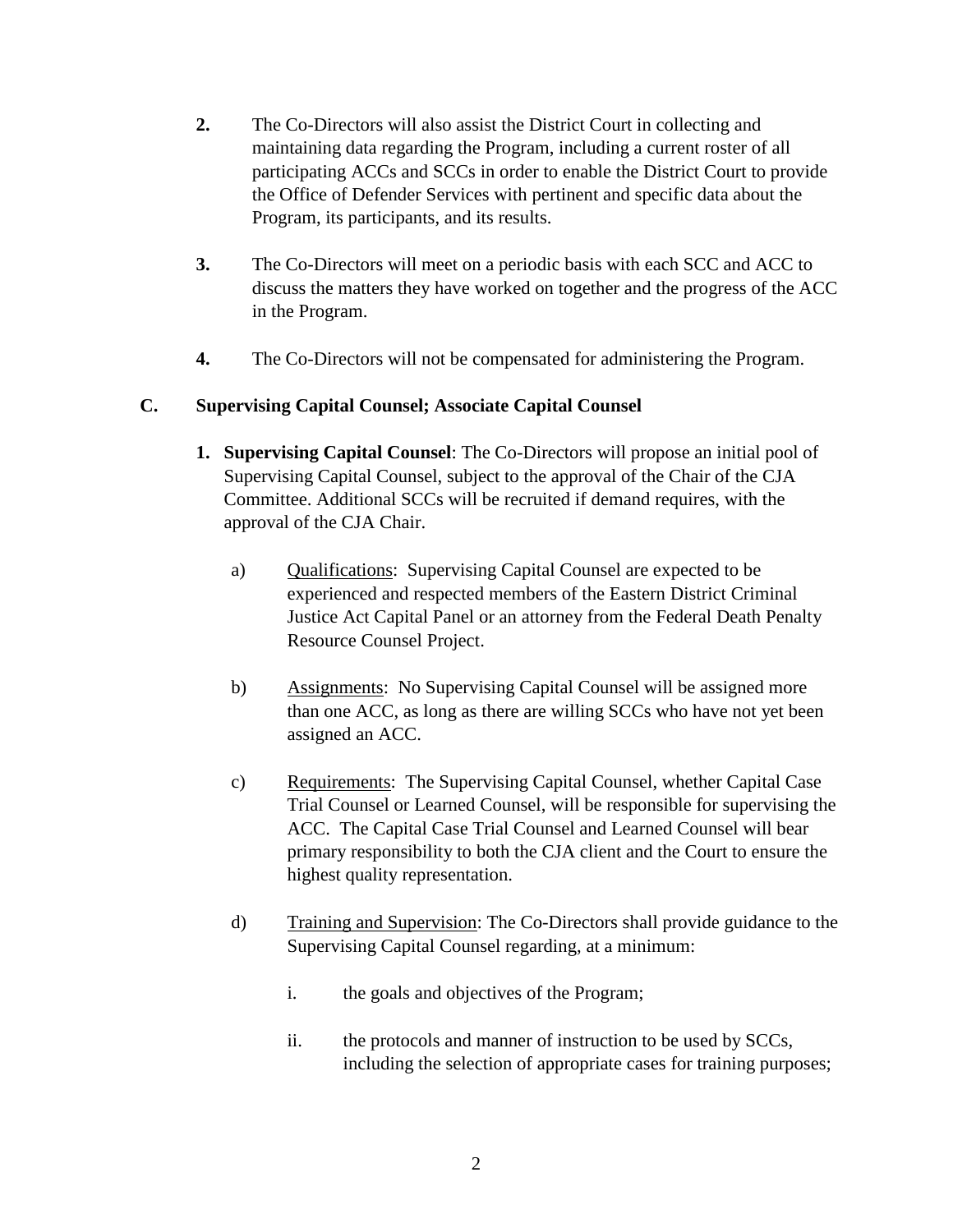2. The Co-Directors will also assist the District Court in collecting and maintaining data regarding the Program, including a current roster of all participating ACCs and SCCs in order to enable the District Court to provide the Office of Defender Services with pertinent and specific data about the Program, its participants, and its results.

3. The Co-Directors will meet on a periodic basis with each SCC and ACC to discuss the matters they have worked on together and the progress of the ACC in the Program.

4. The Co-Directors will not be compensated for administering the Program.

### C. Supervising Capital Counsel; Associate Capital Counsel

1. **Supervising Capital Counsel**: The Co-Directors will propose an initial pool of Supervising Capital Counsel, subject to the approval of the Chair of the CJA Committee. Additional SCCs will be recruited if demand requires, with the approval of the CJA Chair.

   a) Qualifications: Supervising Capital Counsel are expected to be experienced and respected members of the Eastern District Criminal Justice Act Capital Panel or an attorney from the Federal Death Penalty Resource Counsel Project.

   b) Assignments: No Supervising Capital Counsel will be assigned more than one ACC, as long as there are willing SCCs who have not yet been assigned an ACC.

   c) Requirements: The Supervising Capital Counsel, whether Capital Case Trial Counsel or Learned Counsel, will be responsible for supervising the ACC. The Capital Case Trial Counsel and Learned Counsel will bear primary responsibility to both the CJA client and the Court to ensure the highest quality representation.

   d) Training and Supervision: The Co-Directors shall provide guidance to the Supervising Capital Counsel regarding, at a minimum:

      i. the goals and objectives of the Program;

      ii. the protocols and manner of instruction to be used by SCCs, including the selection of appropriate cases for training purposes;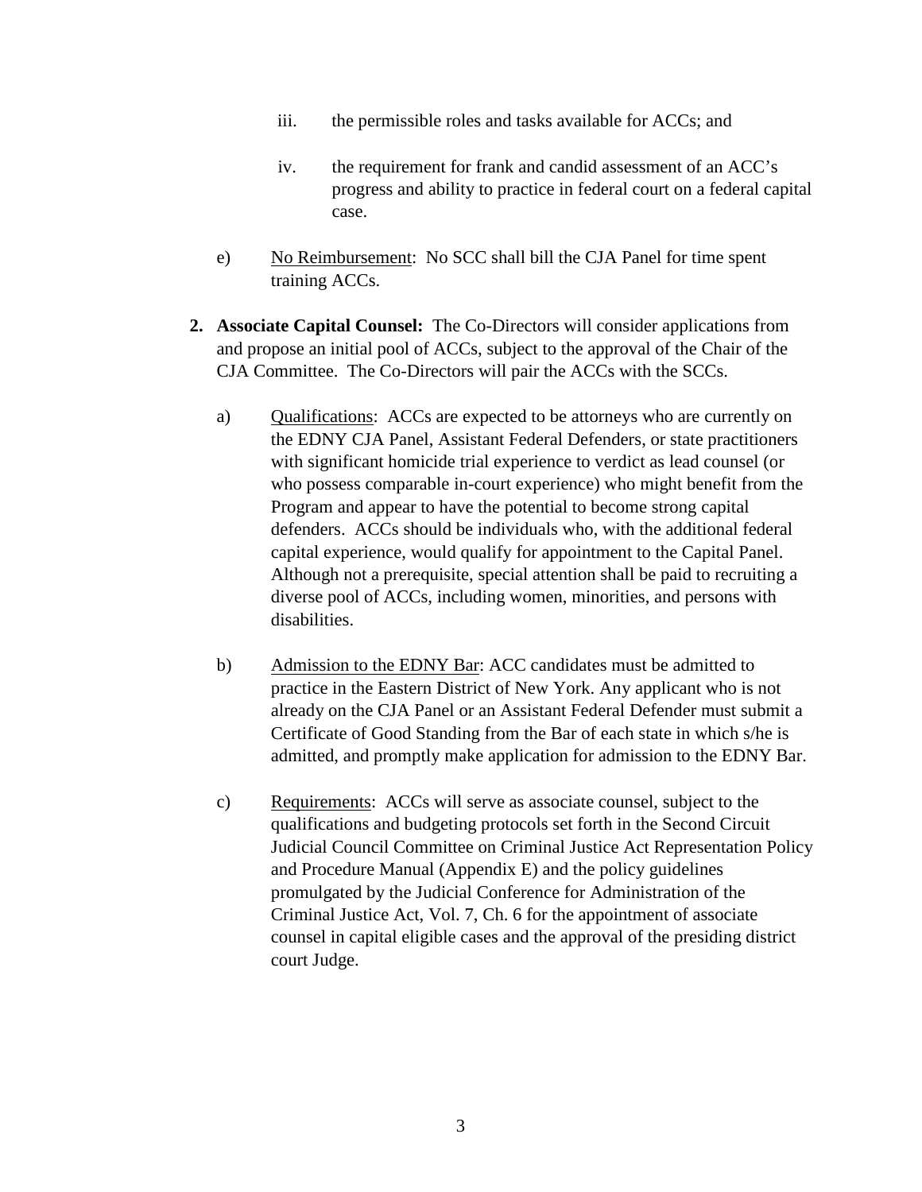iii. the permissible roles and tasks available for ACCs; and

iv. the requirement for frank and candid assessment of an ACC's progress and ability to practice in federal court on a federal capital case.

e) <u>No Reimbursement</u>: No SCC shall bill the CJA Panel for time spent training ACCs.

**2. Associate Capital Counsel:** The Co-Directors will consider applications from and propose an initial pool of ACCs, subject to the approval of the Chair of the CJA Committee. The Co-Directors will pair the ACCs with the SCCs.

a) <u>Qualifications</u>: ACCs are expected to be attorneys who are currently on the EDNY CJA Panel, Assistant Federal Defenders, or state practitioners with significant homicide trial experience to verdict as lead counsel (or who possess comparable in-court experience) who might benefit from the Program and appear to have the potential to become strong capital defenders. ACCs should be individuals who, with the additional federal capital experience, would qualify for appointment to the Capital Panel. Although not a prerequisite, special attention shall be paid to recruiting a diverse pool of ACCs, including women, minorities, and persons with disabilities.

b) <u>Admission to the EDNY Bar</u>: ACC candidates must be admitted to practice in the Eastern District of New York. Any applicant who is not already on the CJA Panel or an Assistant Federal Defender must submit a Certificate of Good Standing from the Bar of each state in which s/he is admitted, and promptly make application for admission to the EDNY Bar.

c) <u>Requirements</u>: ACCs will serve as associate counsel, subject to the qualifications and budgeting protocols set forth in the Second Circuit Judicial Council Committee on Criminal Justice Act Representation Policy and Procedure Manual (Appendix E) and the policy guidelines promulgated by the Judicial Conference for Administration of the Criminal Justice Act, Vol. 7, Ch. 6 for the appointment of associate counsel in capital eligible cases and the approval of the presiding district court Judge.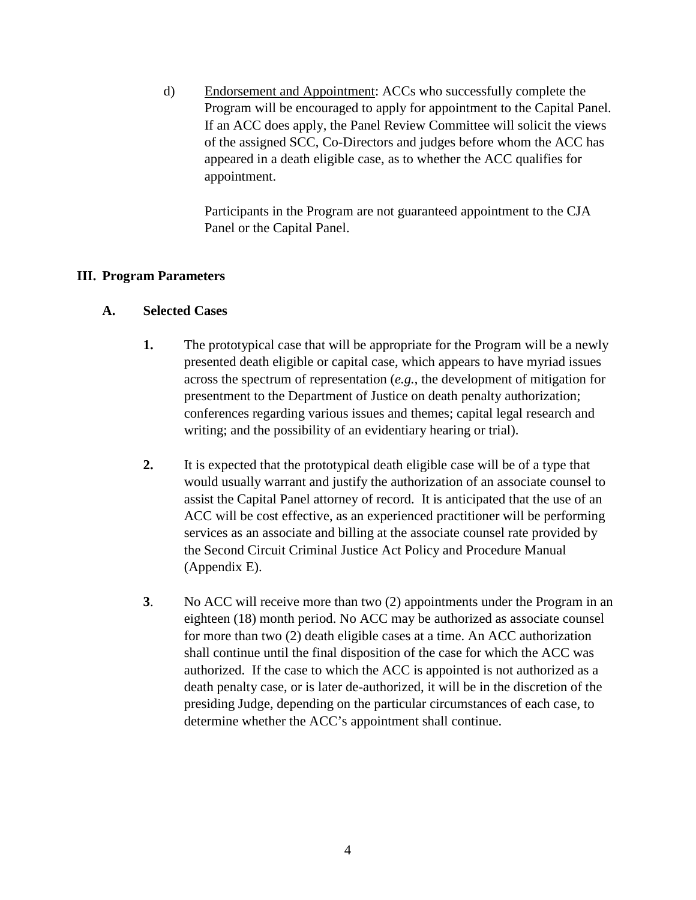d) Endorsement and Appointment: ACCs who successfully complete the Program will be encouraged to apply for appointment to the Capital Panel. If an ACC does apply, the Panel Review Committee will solicit the views of the assigned SCC, Co-Directors and judges before whom the ACC has appeared in a death eligible case, as to whether the ACC qualifies for appointment.

Participants in the Program are not guaranteed appointment to the CJA Panel or the Capital Panel.

## III. Program Parameters

### A. Selected Cases

**1.** The prototypical case that will be appropriate for the Program will be a newly presented death eligible or capital case, which appears to have myriad issues across the spectrum of representation (*e.g.*, the development of mitigation for presentment to the Department of Justice on death penalty authorization; conferences regarding various issues and themes; capital legal research and writing; and the possibility of an evidentiary hearing or trial).

**2.** It is expected that the prototypical death eligible case will be of a type that would usually warrant and justify the authorization of an associate counsel to assist the Capital Panel attorney of record. It is anticipated that the use of an ACC will be cost effective, as an experienced practitioner will be performing services as an associate and billing at the associate counsel rate provided by the Second Circuit Criminal Justice Act Policy and Procedure Manual (Appendix E).

**3**. No ACC will receive more than two (2) appointments under the Program in an eighteen (18) month period. No ACC may be authorized as associate counsel for more than two (2) death eligible cases at a time. An ACC authorization shall continue until the final disposition of the case for which the ACC was authorized. If the case to which the ACC is appointed is not authorized as a death penalty case, or is later de-authorized, it will be in the discretion of the presiding Judge, depending on the particular circumstances of each case, to determine whether the ACC's appointment shall continue.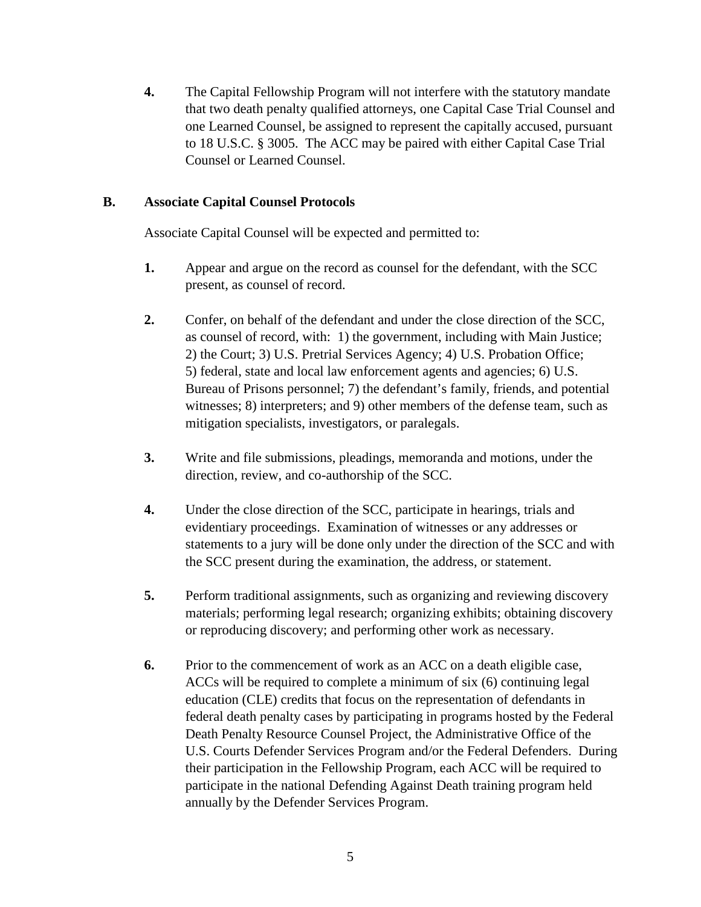4. The Capital Fellowship Program will not interfere with the statutory mandate that two death penalty qualified attorneys, one Capital Case Trial Counsel and one Learned Counsel, be assigned to represent the capitally accused, pursuant to 18 U.S.C. § 3005. The ACC may be paired with either Capital Case Trial Counsel or Learned Counsel.

## B. Associate Capital Counsel Protocols

Associate Capital Counsel will be expected and permitted to:

1. Appear and argue on the record as counsel for the defendant, with the SCC present, as counsel of record.

2. Confer, on behalf of the defendant and under the close direction of the SCC, as counsel of record, with: 1) the government, including with Main Justice; 2) the Court; 3) U.S. Pretrial Services Agency; 4) U.S. Probation Office; 5) federal, state and local law enforcement agents and agencies; 6) U.S. Bureau of Prisons personnel; 7) the defendant's family, friends, and potential witnesses; 8) interpreters; and 9) other members of the defense team, such as mitigation specialists, investigators, or paralegals.

3. Write and file submissions, pleadings, memoranda and motions, under the direction, review, and co-authorship of the SCC.

4. Under the close direction of the SCC, participate in hearings, trials and evidentiary proceedings. Examination of witnesses or any addresses or statements to a jury will be done only under the direction of the SCC and with the SCC present during the examination, the address, or statement.

5. Perform traditional assignments, such as organizing and reviewing discovery materials; performing legal research; organizing exhibits; obtaining discovery or reproducing discovery; and performing other work as necessary.

6. Prior to the commencement of work as an ACC on a death eligible case, ACCs will be required to complete a minimum of six (6) continuing legal education (CLE) credits that focus on the representation of defendants in federal death penalty cases by participating in programs hosted by the Federal Death Penalty Resource Counsel Project, the Administrative Office of the U.S. Courts Defender Services Program and/or the Federal Defenders. During their participation in the Fellowship Program, each ACC will be required to participate in the national Defending Against Death training program held annually by the Defender Services Program.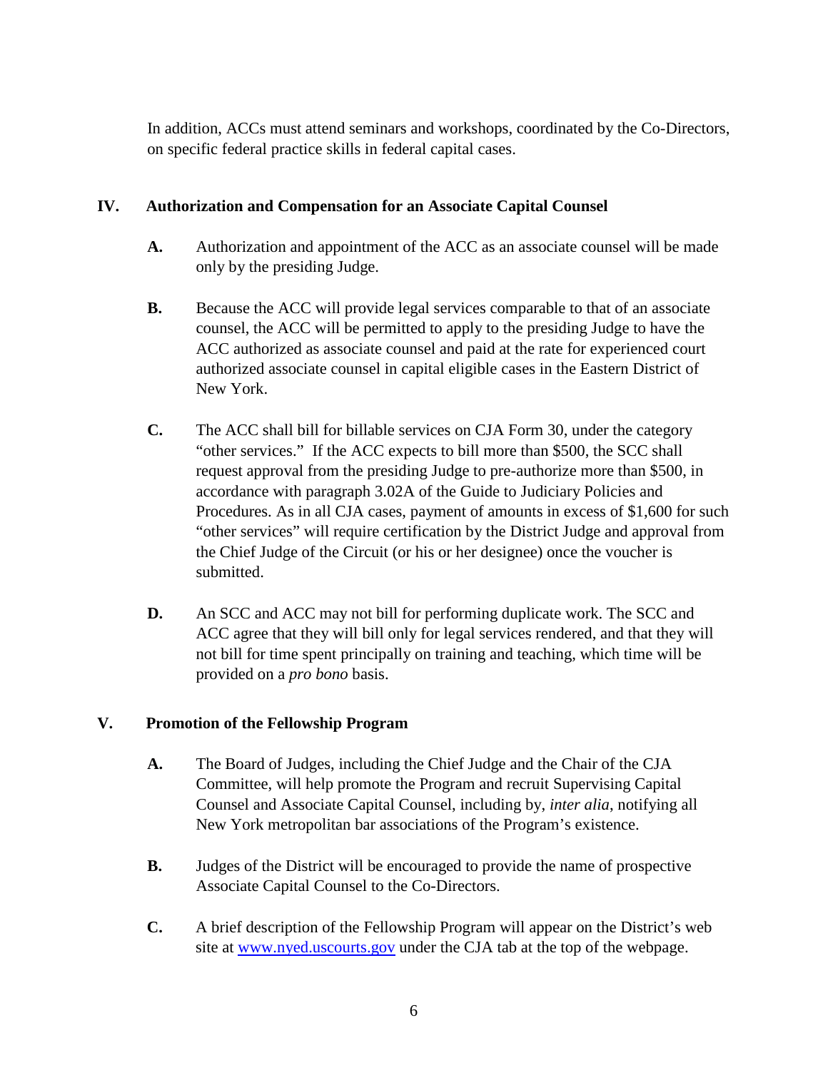In addition, ACCs must attend seminars and workshops, coordinated by the Co-Directors, on specific federal practice skills in federal capital cases.

## IV. Authorization and Compensation for an Associate Capital Counsel

**A.** Authorization and appointment of the ACC as an associate counsel will be made only by the presiding Judge.

**B.** Because the ACC will provide legal services comparable to that of an associate counsel, the ACC will be permitted to apply to the presiding Judge to have the ACC authorized as associate counsel and paid at the rate for experienced court authorized associate counsel in capital eligible cases in the Eastern District of New York.

**C.** The ACC shall bill for billable services on CJA Form 30, under the category "other services." If the ACC expects to bill more than $500, the SCC shall request approval from the presiding Judge to pre-authorize more than $500, in accordance with paragraph 3.02A of the Guide to Judiciary Policies and Procedures. As in all CJA cases, payment of amounts in excess of $1,600 for such "other services" will require certification by the District Judge and approval from the Chief Judge of the Circuit (or his or her designee) once the voucher is submitted.

**D.** An SCC and ACC may not bill for performing duplicate work. The SCC and ACC agree that they will bill only for legal services rendered, and that they will not bill for time spent principally on training and teaching, which time will be provided on a *pro bono* basis.

## V. Promotion of the Fellowship Program

**A.** The Board of Judges, including the Chief Judge and the Chair of the CJA Committee, will help promote the Program and recruit Supervising Capital Counsel and Associate Capital Counsel, including by, *inter alia*, notifying all New York metropolitan bar associations of the Program's existence.

**B.** Judges of the District will be encouraged to provide the name of prospective Associate Capital Counsel to the Co-Directors.

**C.** A brief description of the Fellowship Program will appear on the District's web site at [www.nyed.uscourts.gov](http://www.nyed.uscourts.gov) under the CJA tab at the top of the webpage.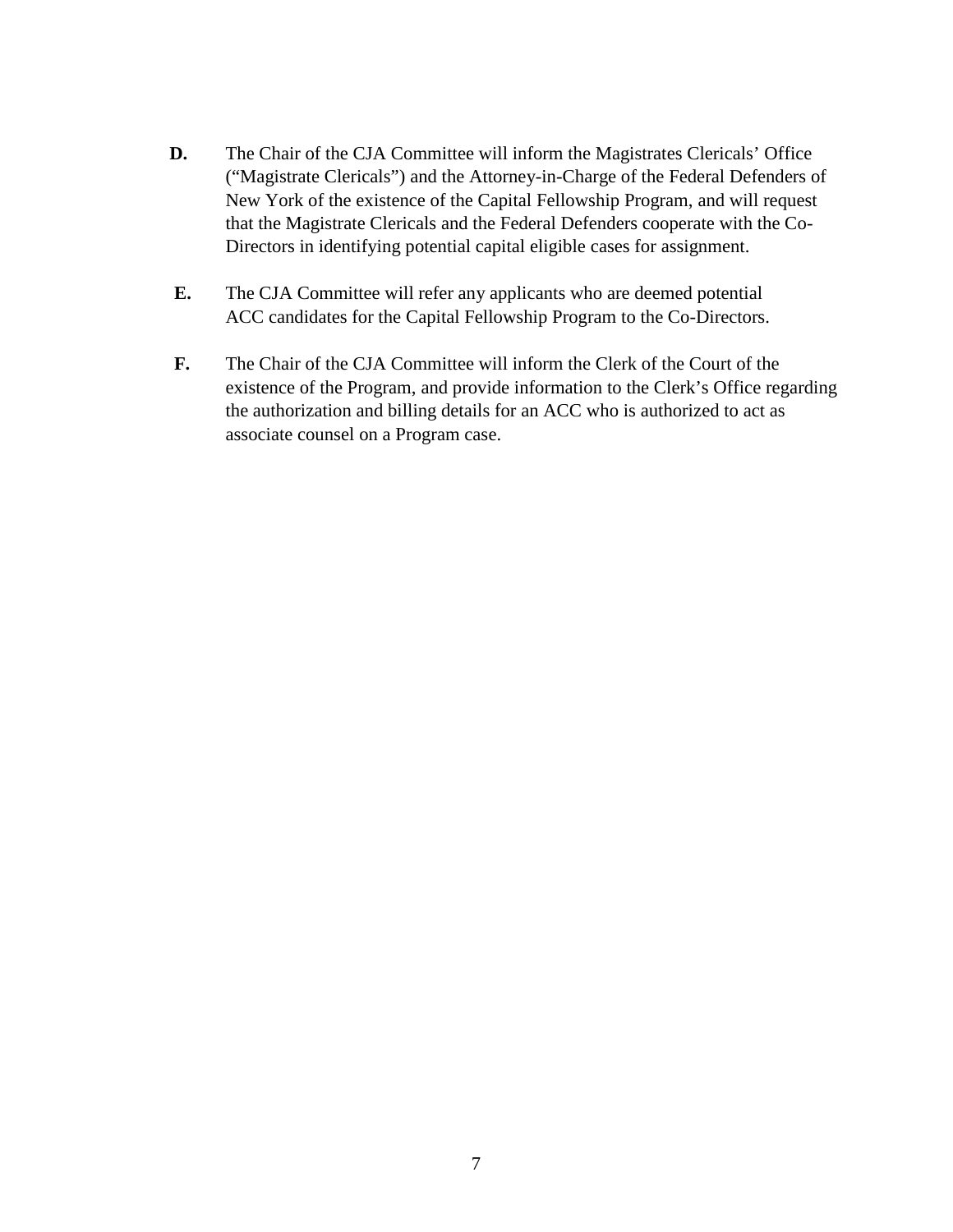**D.** The Chair of the CJA Committee will inform the Magistrates Clericals' Office ("Magistrate Clericals") and the Attorney-in-Charge of the Federal Defenders of New York of the existence of the Capital Fellowship Program, and will request that the Magistrate Clericals and the Federal Defenders cooperate with the Co-Directors in identifying potential capital eligible cases for assignment.

**E.** The CJA Committee will refer any applicants who are deemed potential ACC candidates for the Capital Fellowship Program to the Co-Directors.

**F.** The Chair of the CJA Committee will inform the Clerk of the Court of the existence of the Program, and provide information to the Clerk's Office regarding the authorization and billing details for an ACC who is authorized to act as associate counsel on a Program case.